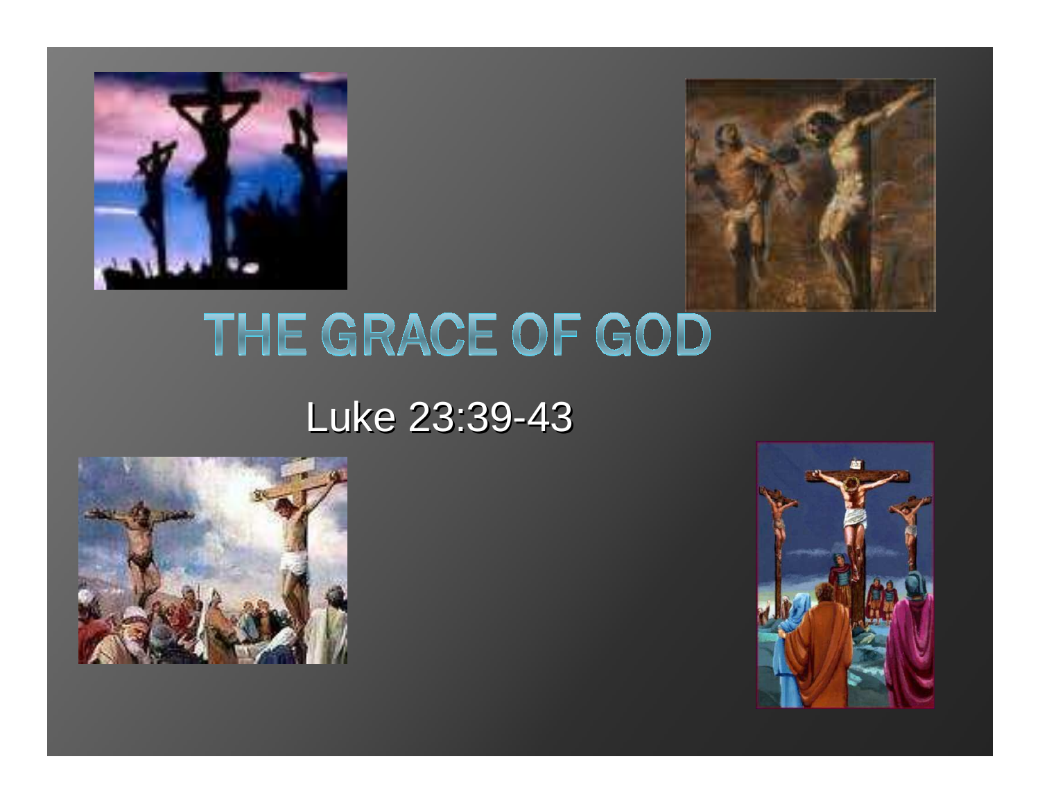# THE GRACE OF GOD

Luke 23:39-43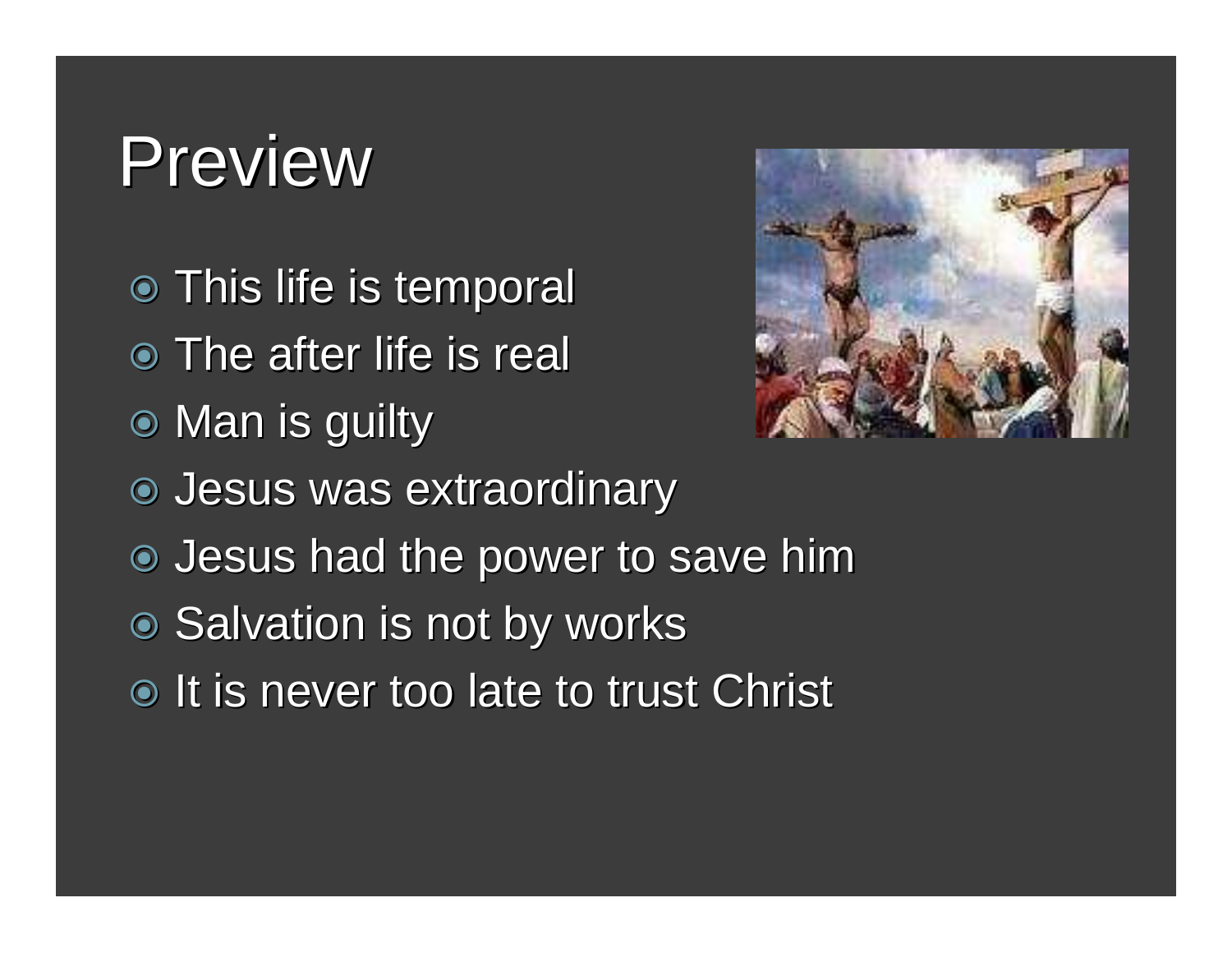# Preview

- This life is temporal
- The after life is real
- Man is guilty
- Jesus was extraordinary
- Jesus had the power to save him
- Salvation is not by works
- It is never too late to trust Christ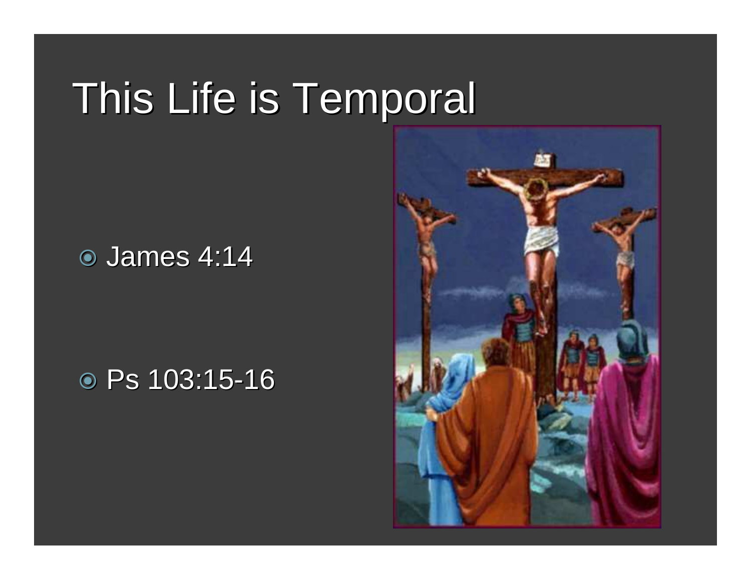# This Life is Temporal

- James 4:14
- Ps 103:15-16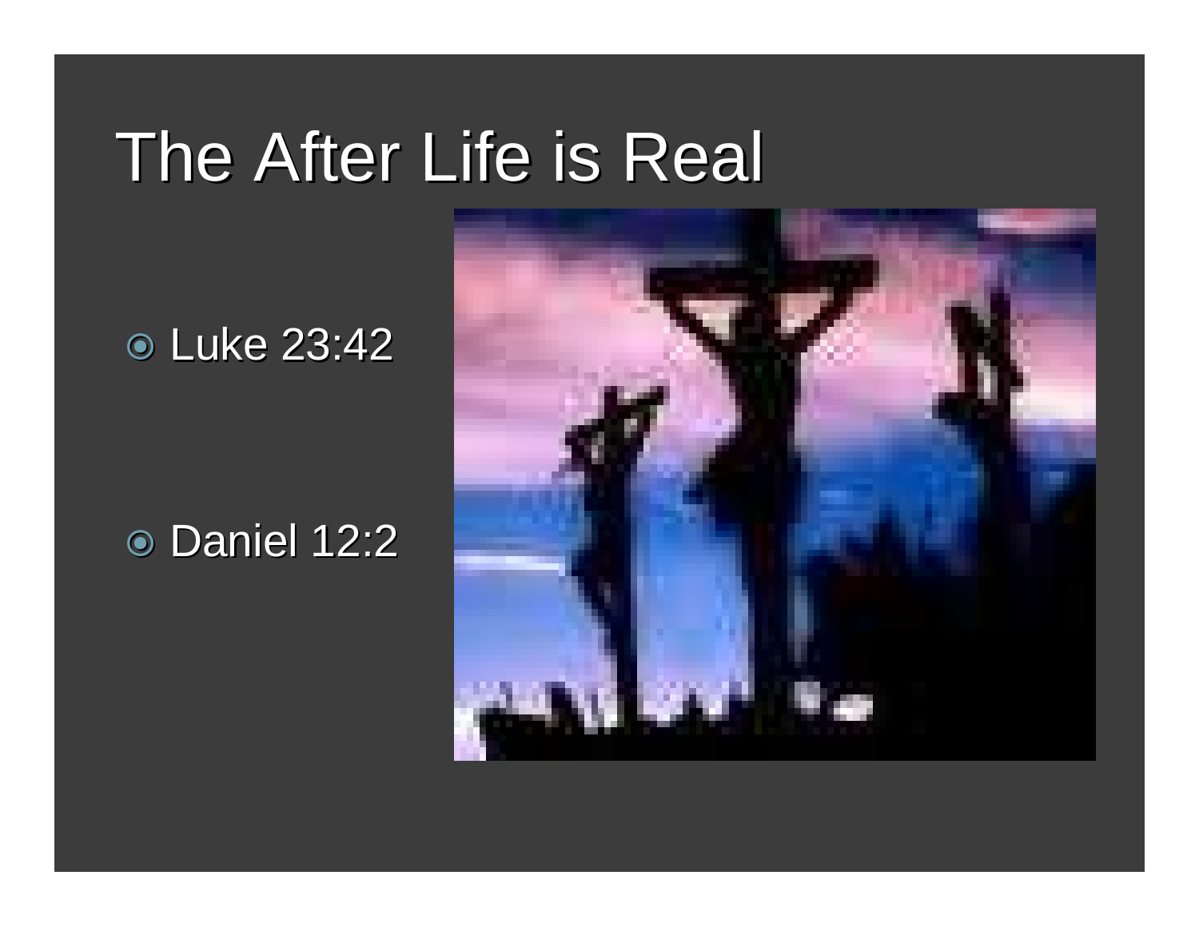# The After Life is Real

- Luke 23:42
- Daniel 12:2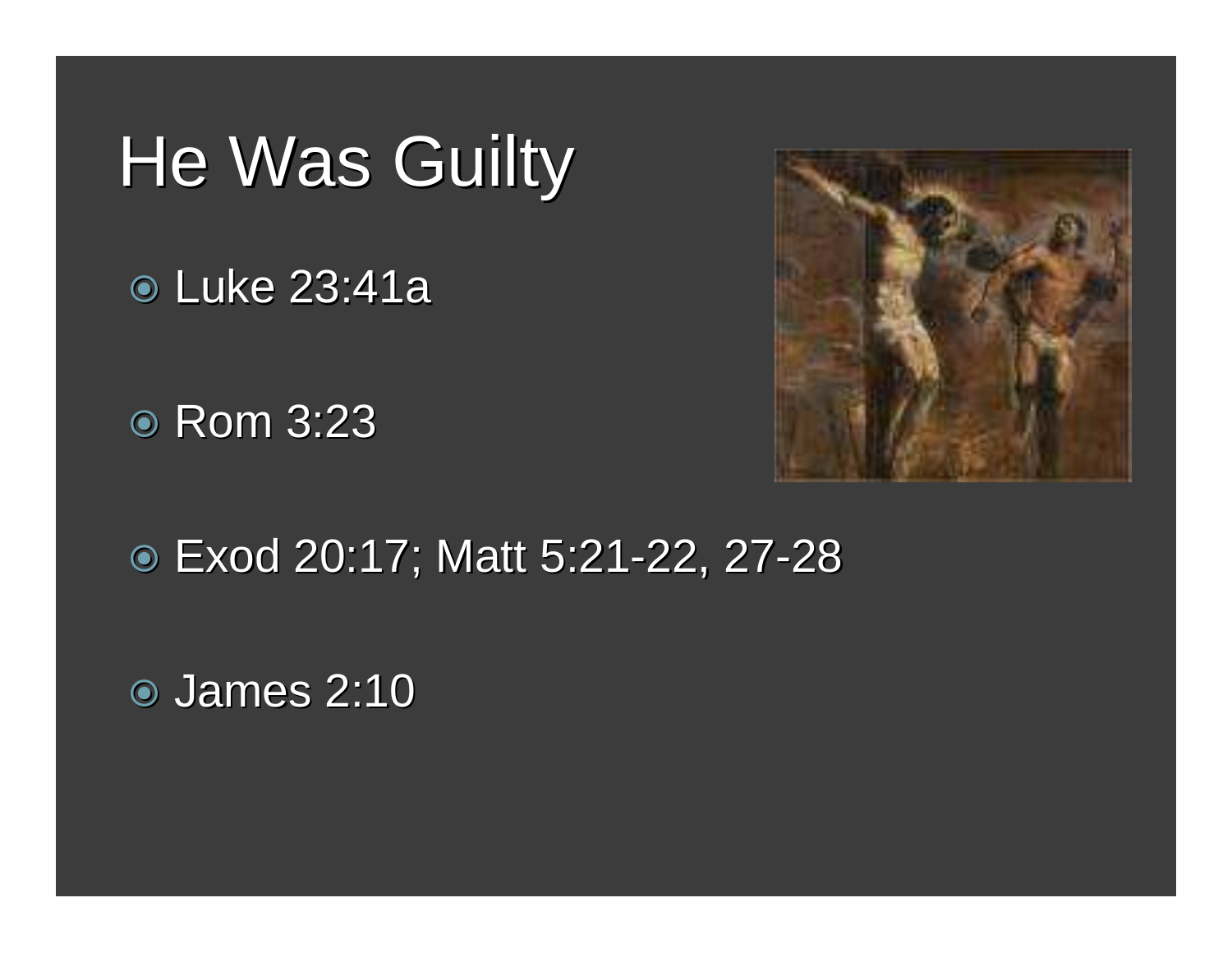# He Was Guilty

- Luke 23:41a
- Rom 3:23
- Exod 20:17; Matt 5:21-22, 27-28
- James 2:10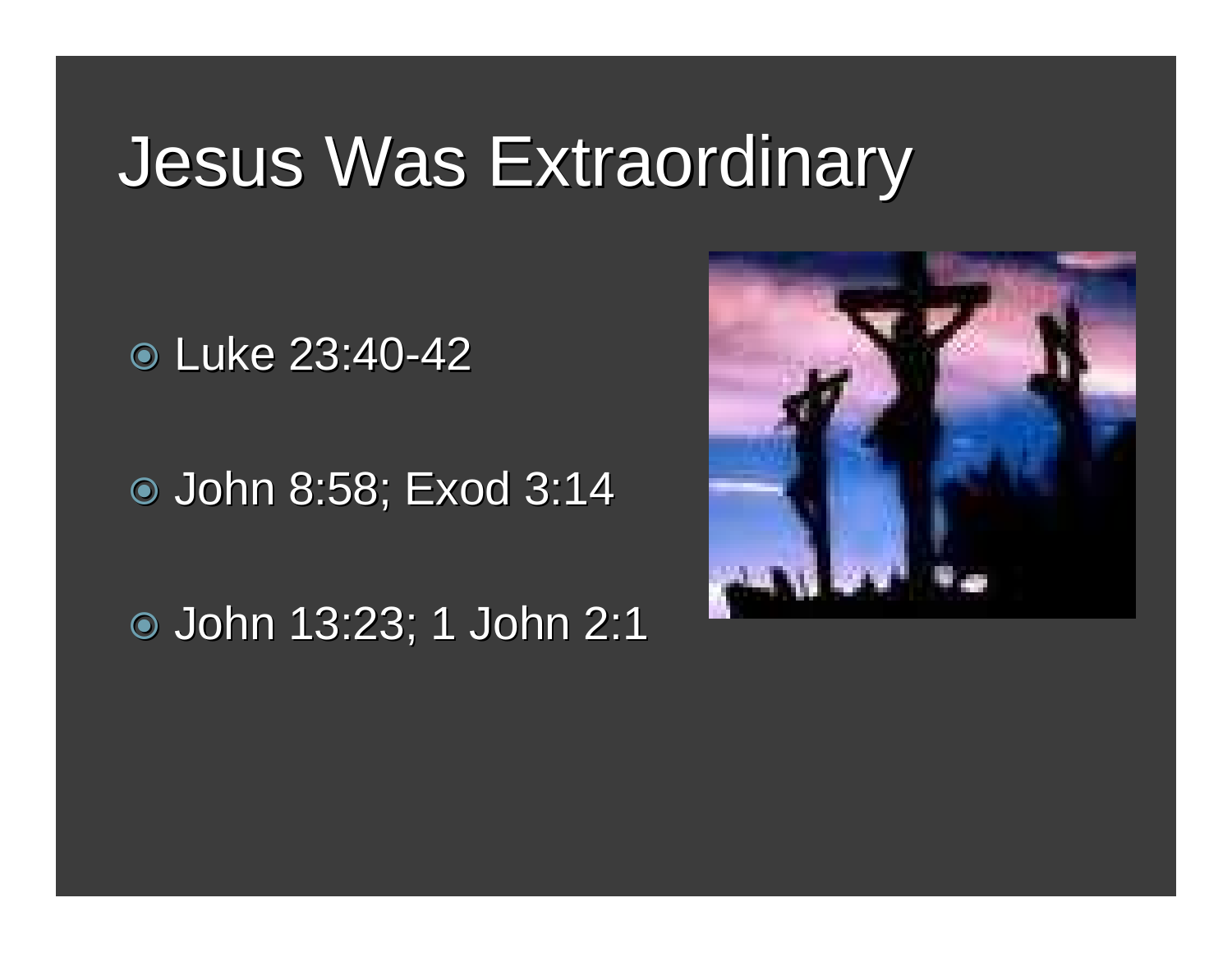# Jesus Was Extraordinary

- Luke 23:40-42
- John 8:58; Exod 3:14
- John 13:23; 1 John 2:1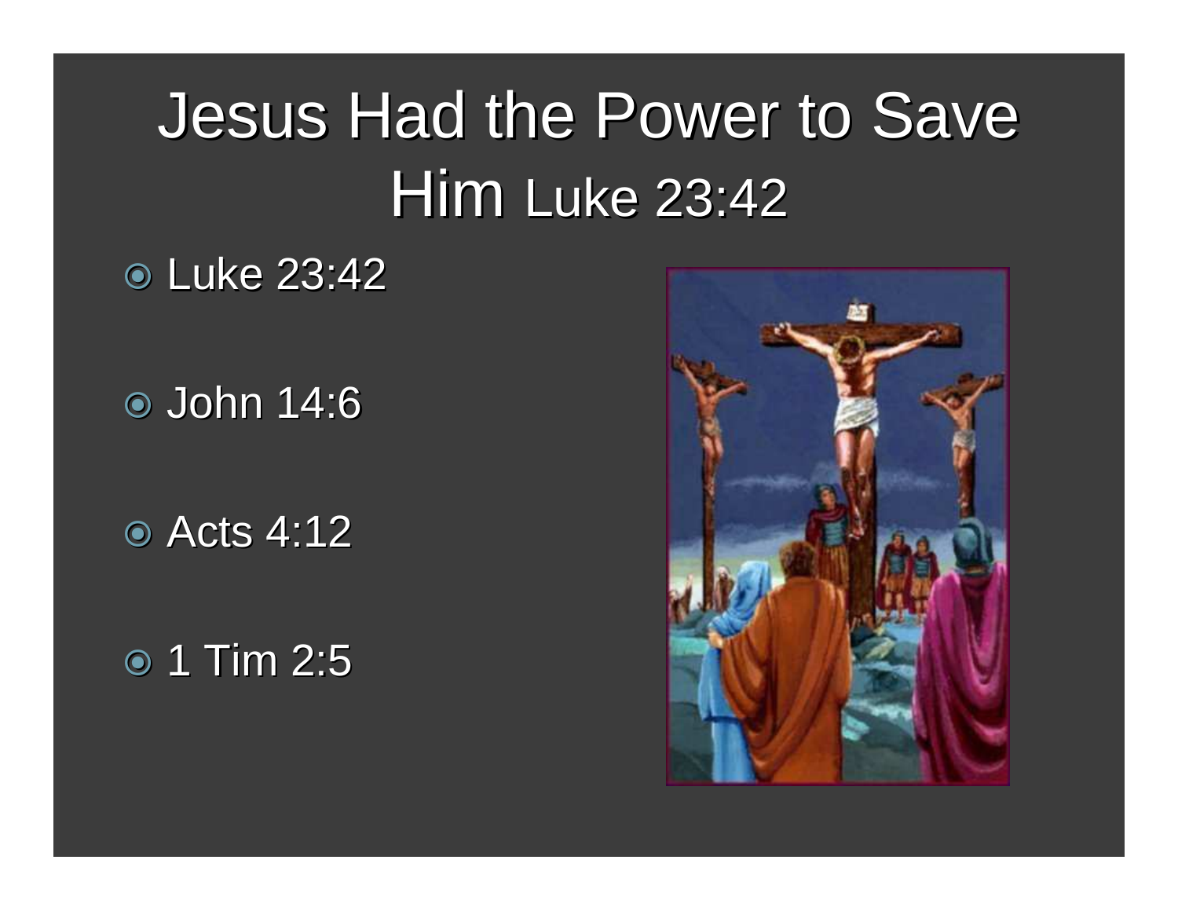# Jesus Had the Power to Save Him Luke 23:42

- Luke 23:42
- John 14:6
- Acts 4:12
- 1 Tim 2:5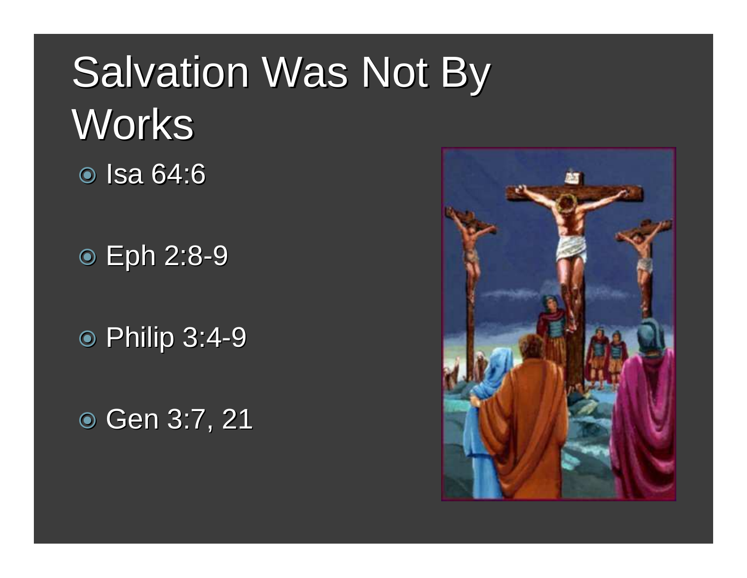# Salvation Was Not By Works

- Isa 64:6
- Eph 2:8-9
- Philip 3:4-9
- Gen 3:7, 21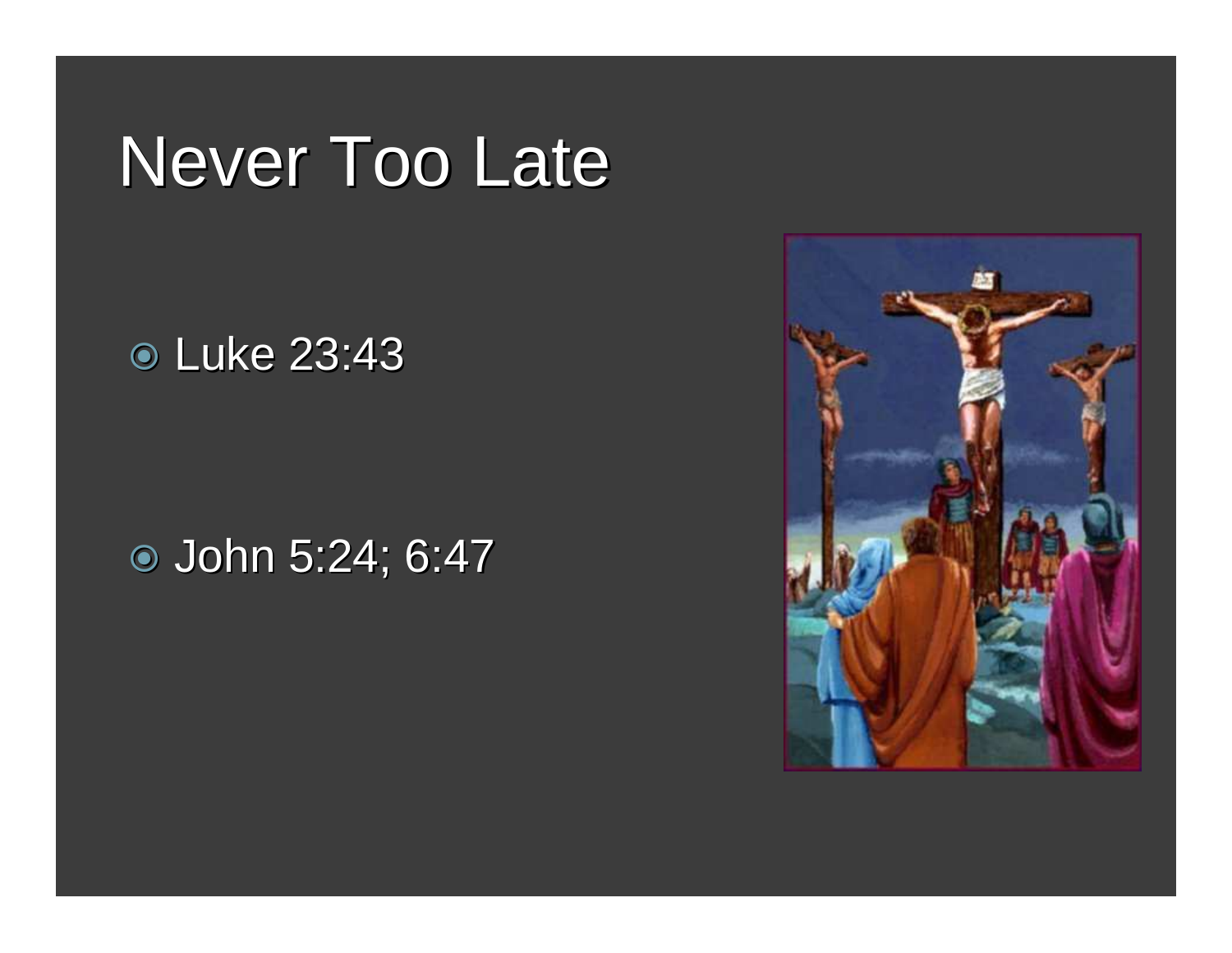# Never Too Late

- Luke 23:43

- John 5:24; 6:47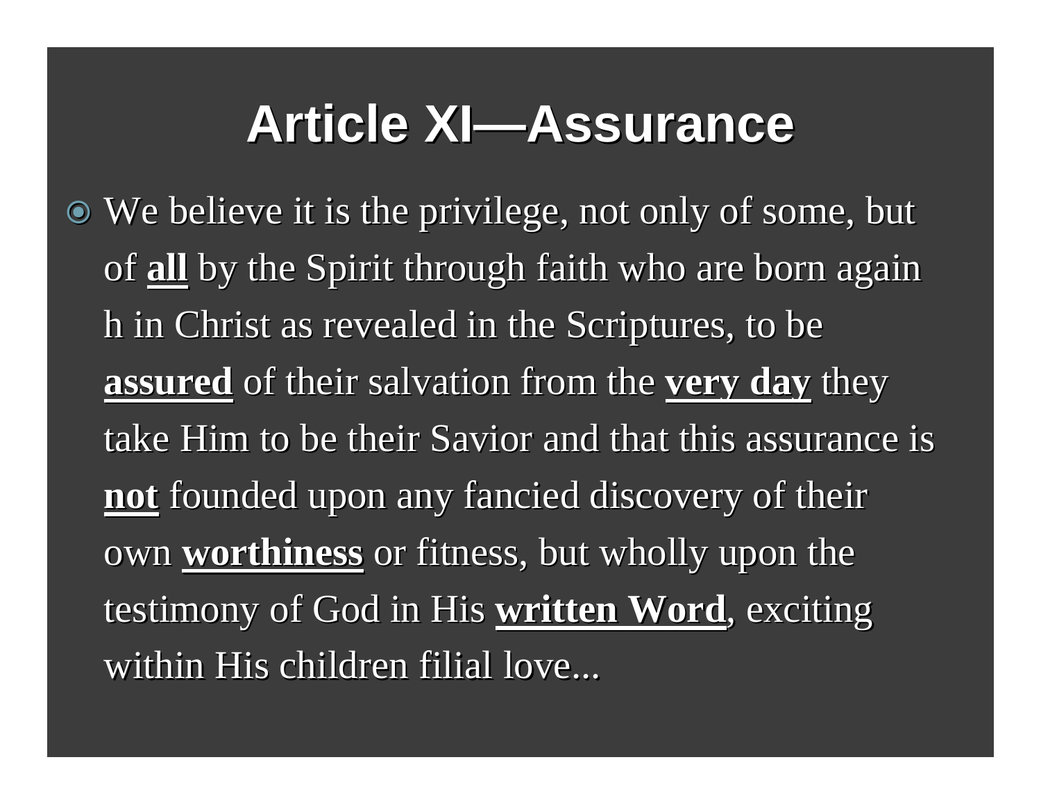# Article XI—Assurance

- We believe it is the privilege, not only of some, but of **all** by the Spirit through faith who are born again h in Christ as revealed in the Scriptures, to be **assured** of their salvation from the **very day** they take Him to be their Savior and that this assurance is **not** founded upon any fancied discovery of their own **worthiness** or fitness, but wholly upon the testimony of God in His **written Word**, exciting within His children filial love...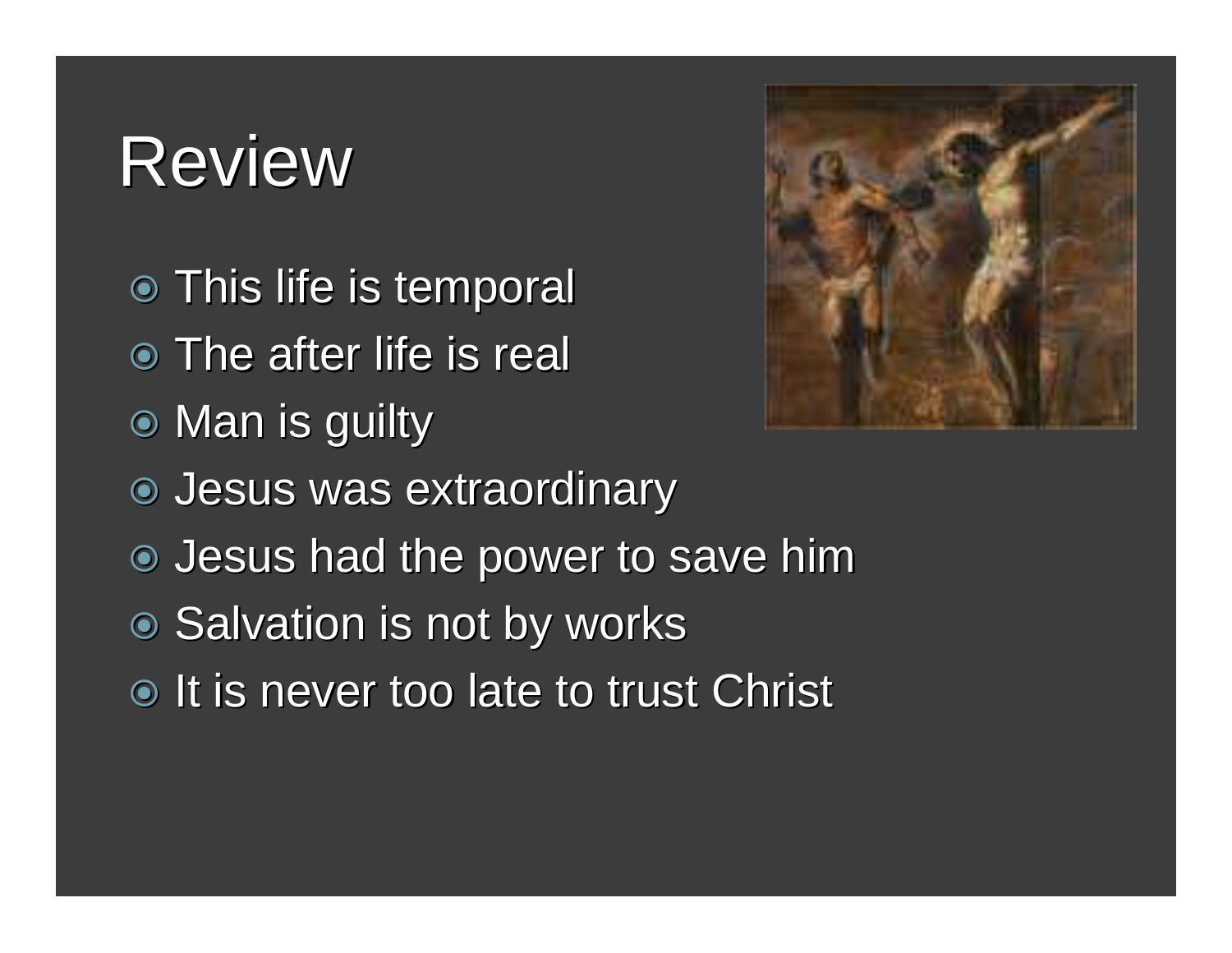# Review

- This life is temporal
- The after life is real
- Man is guilty
- Jesus was extraordinary
- Jesus had the power to save him
- Salvation is not by works
- It is never too late to trust Christ